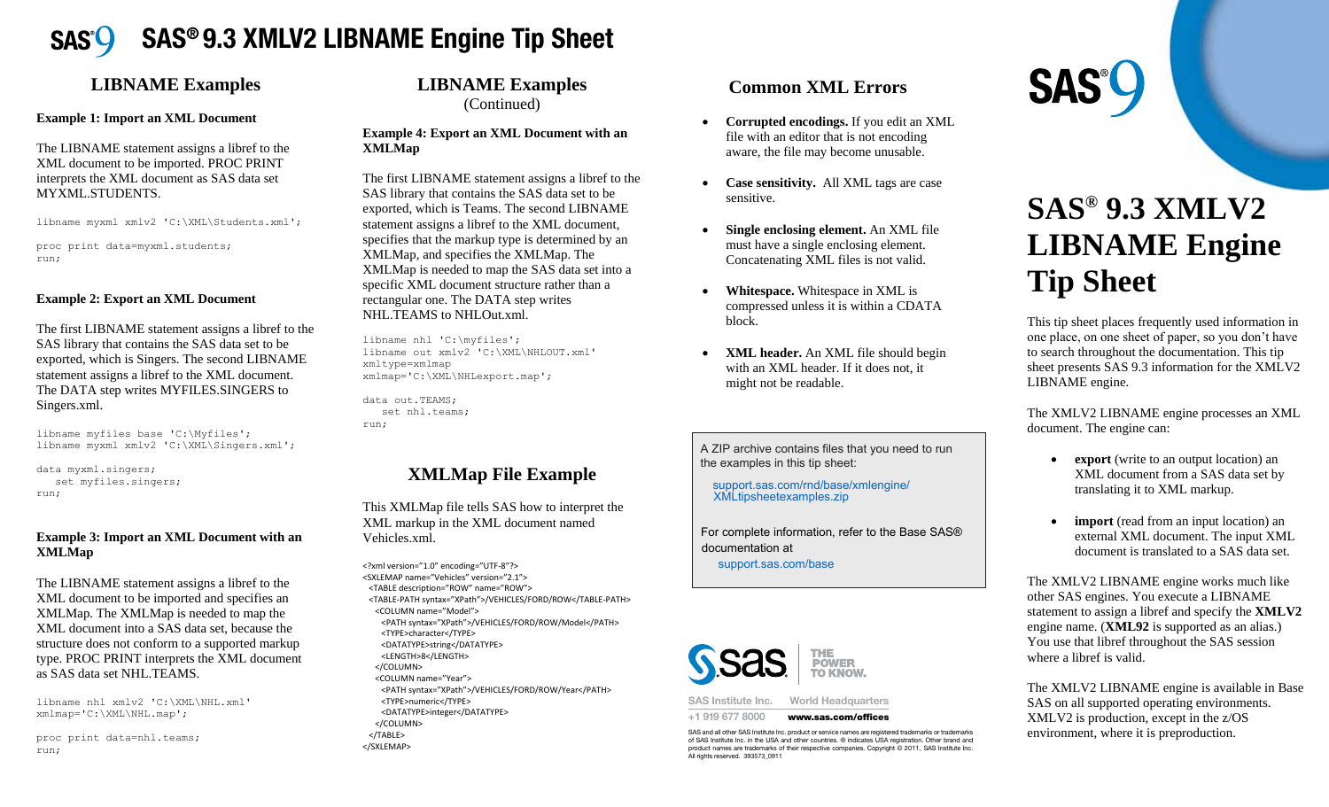# SAS® 9.3 XMLV2 LIBNAME Engine Tip Sheet

## LIBNAME Examples

**Example 1: Import an XML Document**

The LIBNAME statement assigns a libref to the XML document to be imported. PROC PRINT interprets the XML document as SAS data set MYXML.STUDENTS.

```
libname myxml xmlv2 'C:\XML\Students.xml';

proc print data=myxml.students;
run;
```

**Example 2: Export an XML Document**

The first LIBNAME statement assigns a libref to the SAS library that contains the SAS data set to be exported, which is Singers. The second LIBNAME statement assigns a libref to the XML document. The DATA step writes MYFILES.SINGERS to Singers.xml.

```
libname myfiles base 'C:\Myfiles';
libname myxml xmlv2 'C:\XML\Singers.xml';

data myxml.singers;
   set myfiles.singers;
run;
```

**Example 3: Import an XML Document with an XMLMap**

The LIBNAME statement assigns a libref to the XML document to be imported and specifies an XMLMap. The XMLMap is needed to map the XML document into a SAS data set, because the structure does not conform to a supported markup type. PROC PRINT interprets the XML document as SAS data set NHL.TEAMS.

```
libname nhl xmlv2 'C:\XML\NHL.xml'
xmlmap='C:\XML\NHL.map';

proc print data=nhl.teams;
run;
```

## LIBNAME Examples (Continued)

**Example 4: Export an XML Document with an XMLMap**

The first LIBNAME statement assigns a libref to the SAS library that contains the SAS data set to be exported, which is Teams. The second LIBNAME statement assigns a libref to the XML document, specifies that the markup type is determined by an XMLMap, and specifies the XMLMap. The XMLMap is needed to map the SAS data set into a specific XML document structure rather than a rectangular one. The DATA step writes NHL.TEAMS to NHLOut.xml.

```
libname nhl 'C:\myfiles';
libname out xmlv2 'C:\XML\NHLOUT.xml'
xmltype=xmlmap
xmlmap='C:\XML\NHLexport.map';

data out.TEAMS;
   set nhl.teams;
run;
```

## XMLMap File Example

This XMLMap file tells SAS how to interpret the XML markup in the XML document named Vehicles.xml.

```
<?xml version="1.0" encoding="UTF-8"?>
<SXLEMAP name="Vehicles" version="2.1">
  <TABLE description="ROW" name="ROW">
  <TABLE-PATH syntax="XPath">/VEHICLES/FORD/ROW</TABLE-PATH>
   <COLUMN name="Model">
     <PATH syntax="XPath">/VEHICLES/FORD/ROW/Model</PATH>
     <TYPE>character</TYPE>
     <DATATYPE>string</DATATYPE>
     <LENGTH>8</LENGTH>
   </COLUMN>
   <COLUMN name="Year">
     <PATH syntax="XPath">/VEHICLES/FORD/ROW/Year</PATH>
     <TYPE>numeric</TYPE>
     <DATATYPE>integer</DATATYPE>
   </COLUMN>
  </TABLE>
</SXLEMAP>
```

## Common XML Errors

- **Corrupted encodings.** If you edit an XML file with an editor that is not encoding aware, the file may become unusable.
- **Case sensitivity.** All XML tags are case sensitive.
- **Single enclosing element.** An XML file must have a single enclosing element. Concatenating XML files is not valid.
- **Whitespace.** Whitespace in XML is compressed unless it is within a CDATA block.
- **XML header.** An XML file should begin with an XML header. If it does not, it might not be readable.

A ZIP archive contains files that you need to run the examples in this tip sheet:

support.sas.com/rnd/base/xmlengine/XMLtipsheetexamples.zip

For complete information, refer to the Base SAS® documentation at

support.sas.com/base

SAS Institute Inc. World Headquarters
+1 919 677 8000 www.sas.com/offices

SAS and all other SAS Institute Inc. product or service names are registered trademarks or trademarks of SAS Institute Inc. in the USA and other countries. ® indicates USA registration. Other brand and product names are trademarks of their respective companies. Copyright © 2011, SAS Institute Inc. All rights reserved. 393573_0911

# SAS® 9.3 XMLV2 LIBNAME Engine Tip Sheet

This tip sheet places frequently used information in one place, on one sheet of paper, so you don't have to search throughout the documentation. This tip sheet presents SAS 9.3 information for the XMLV2 LIBNAME engine.

The XMLV2 LIBNAME engine processes an XML document. The engine can:

- **export** (write to an output location) an XML document from a SAS data set by translating it to XML markup.
- **import** (read from an input location) an external XML document. The input XML document is translated to a SAS data set.

The XMLV2 LIBNAME engine works much like other SAS engines. You execute a LIBNAME statement to assign a libref and specify the **XMLV2** engine name. (**XML92** is supported as an alias.) You use that libref throughout the SAS session where a libref is valid.

The XMLV2 LIBNAME engine is available in Base SAS on all supported operating environments. XMLV2 is production, except in the z/OS environment, where it is preproduction.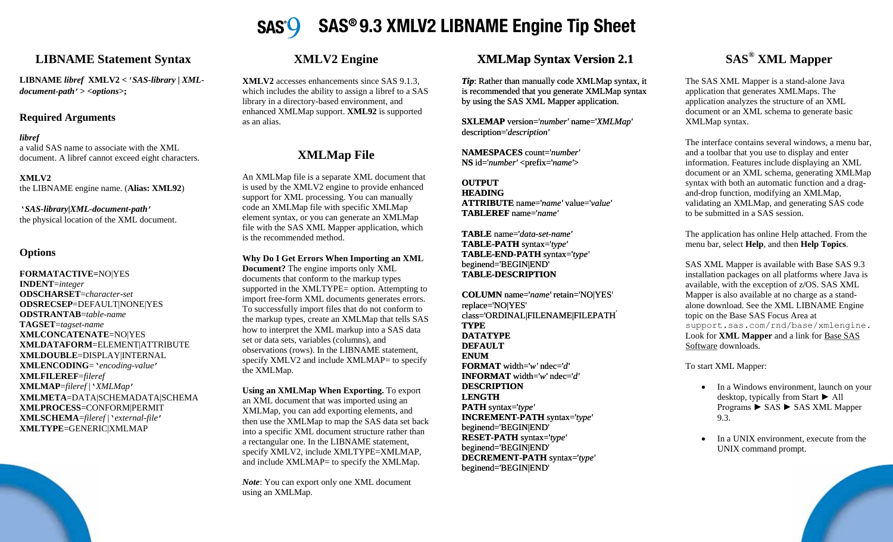# SAS® 9.3 XMLV2 LIBNAME Engine Tip Sheet

## LIBNAME Statement Syntax

**LIBNAME *libref* XMLV2 < *'SAS-library | XML-document-path'* > <*options*>;**

### Required Arguments

***libref***
a valid SAS name to associate with the XML document. A libref cannot exceed eight characters.

**XMLV2**
the LIBNAME engine name. (**Alias: XML92**)

***'SAS-library|XML-document-path'***
the physical location of the XML document.

### Options

**FORMATACTIVE=**NO|YES
**INDENT**=*integer*
**ODSCHARSET**=*character-set*
**ODSRECSEP**=DEFAULT|NONE|YES
**ODSTRANTAB**=*table-name*
**TAGSET**=*tagset-name*
**XMLCONCATENATE**=NO|YES
**XMLDATAFORM**=ELEMENT|ATTRIBUTE
**XMLDOUBLE**=DISPLAY|INTERNAL
**XMLENCODING**= *'encoding-value'*
**XMLFILEREF**=*fileref*
**XMLMAP**=*fileref* | *'XMLMap'*
**XMLMETA**=DATA|SCHEMADATA|SCHEMA
**XMLPROCESS**=CONFORM|PERMIT
**XMLSCHEMA**=*fileref* | *'external-file'*
**XMLTYPE**=GENERIC|XMLMAP

## XMLV2 Engine

**XMLV2** accesses enhancements since SAS 9.1.3, which includes the ability to assign a libref to a SAS library in a directory-based environment, and enhanced XMLMap support. **XML92** is supported as an alias.

## XMLMap File

An XMLMap file is a separate XML document that is used by the XMLV2 engine to provide enhanced support for XML processing. You can manually code an XMLMap file with specific XMLMap element syntax, or you can generate an XMLMap file with the SAS XML Mapper application, which is the recommended method.

**Why Do I Get Errors When Importing an XML Document?** The engine imports only XML documents that conform to the markup types supported in the XMLTYPE= option. Attempting to import free-form XML documents generates errors. To successfully import files that do not conform to the markup types, create an XMLMap that tells SAS how to interpret the XML markup into a SAS data set or data sets, variables (columns), and observations (rows). In the LIBNAME statement, specify XMLV2 and include XMLMAP= to specify the XMLMap.

**Using an XMLMap When Exporting.** To export an XML document that was imported using an XMLMap, you can add exporting elements, and then use the XMLMap to map the SAS data set back into a specific XML document structure rather than a rectangular one. In the LIBNAME statement, specify XMLV2, include XMLTYPE=XMLMAP, and include XMLMAP= to specify the XMLMap.

***Note***: You can export only one XML document using an XMLMap.

## XMLMap Syntax Version 2.1

***Tip***: Rather than manually code XMLMap syntax, it is recommended that you generate XMLMap syntax by using the SAS XML Mapper application.

**SXLEMAP** version=*'number'* name=*'XMLMap'* description=*'description'*

**NAMESPACES** count=*'number'*
**NS** id=*'number'* <prefix=*'name'*>

**OUTPUT**
**HEADING**
**ATTRIBUTE** name=*'name'* value=*'value'*
**TABLEREF** name=*'name'*

**TABLE** name=*'data-set-name'*
**TABLE-PATH** syntax=*'type'*
**TABLE-END-PATH** syntax=*'type'* beginend='BEGIN|END'
**TABLE-DESCRIPTION**

**COLUMN** name=*'name'* retain='NO|YES' replace='NO|YES' class='ORDINAL|FILENAME|FILEPATH'
**TYPE**
**DATATYPE**
**DEFAULT**
**ENUM**
**FORMAT** width=*'w'* ndec=*'d'*
**INFORMAT** width=*'w'* ndec=*'d'*
**DESCRIPTION**
**LENGTH**
**PATH** syntax=*'type'*
**INCREMENT-PATH** syntax=*'type'* beginend='BEGIN|END'
**RESET-PATH** syntax=*'type'* beginend='BEGIN|END'
**DECREMENT-PATH** syntax=*'type'* beginend='BEGIN|END'

## SAS® XML Mapper

The SAS XML Mapper is a stand-alone Java application that generates XMLMaps. The application analyzes the structure of an XML document or an XML schema to generate basic XMLMap syntax.

The interface contains several windows, a menu bar, and a toolbar that you use to display and enter information. Features include displaying an XML document or an XML schema, generating XMLMap syntax with both an automatic function and a drag-and-drop function, modifying an XMLMap, validating an XMLMap, and generating SAS code to be submitted in a SAS session.

The application has online Help attached. From the menu bar, select **Help**, and then **Help Topics**.

SAS XML Mapper is available with Base SAS 9.3 installation packages on all platforms where Java is available, with the exception of z/OS. SAS XML Mapper is also available at no charge as a stand-alone download. See the XML LIBNAME Engine topic on the Base SAS Focus Area at `support.sas.com/rnd/base/xmlengine`. Look for **XML Mapper** and a link for Base SAS Software downloads.

To start XML Mapper:

- In a Windows environment, launch on your desktop, typically from Start ► All Programs ► SAS ► SAS XML Mapper 9.3.
- In a UNIX environment, execute from the UNIX command prompt.